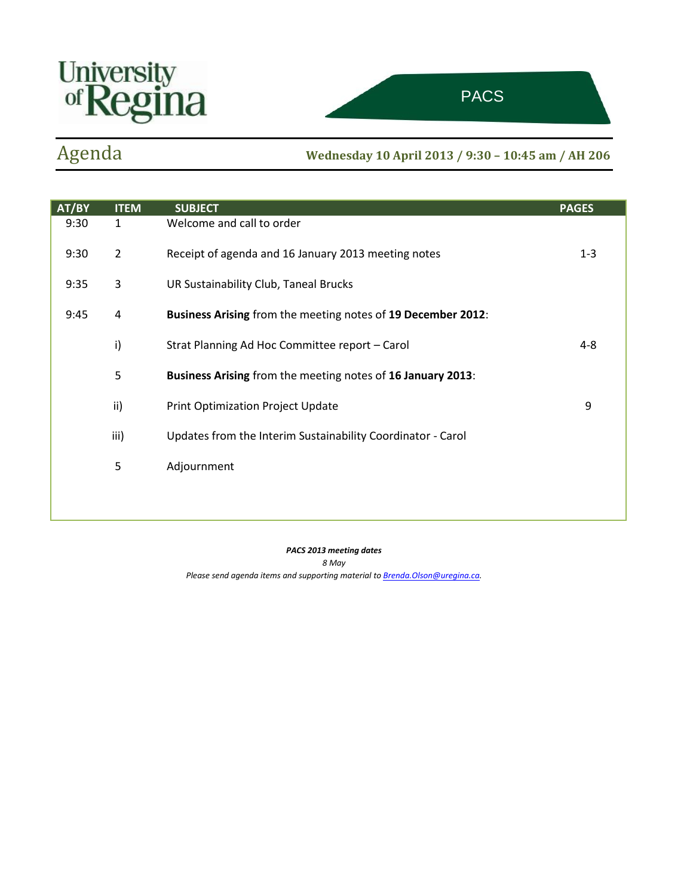University of Regina

PACS

# Agenda

**Wednesday 10 April 2013 / 9:30 – 10:45 am / AH 206**

| AT/BY | ITEM | SUBJECT | PAGES |
|---|---|---|---|
| 9:30 | 1 | Welcome and call to order | |
| 9:30 | 2 | Receipt of agenda and 16 January 2013 meeting notes | 1-3 |
| 9:35 | 3 | UR Sustainability Club, Taneal Brucks | |
| 9:45 | 4 | **Business Arising** from the meeting notes of **19 December 2012**: | |
| | i) | Strat Planning Ad Hoc Committee report – Carol | 4-8 |
| | 5 | **Business Arising** from the meeting notes of **16 January 2013**: | |
| | ii) | Print Optimization Project Update | 9 |
| | iii) | Updates from the Interim Sustainability Coordinator - Carol | |
| | 5 | Adjournment | |

***PACS 2013 meeting dates***

*8 May*

*Please send agenda items and supporting material to Brenda.Olson@uregina.ca.*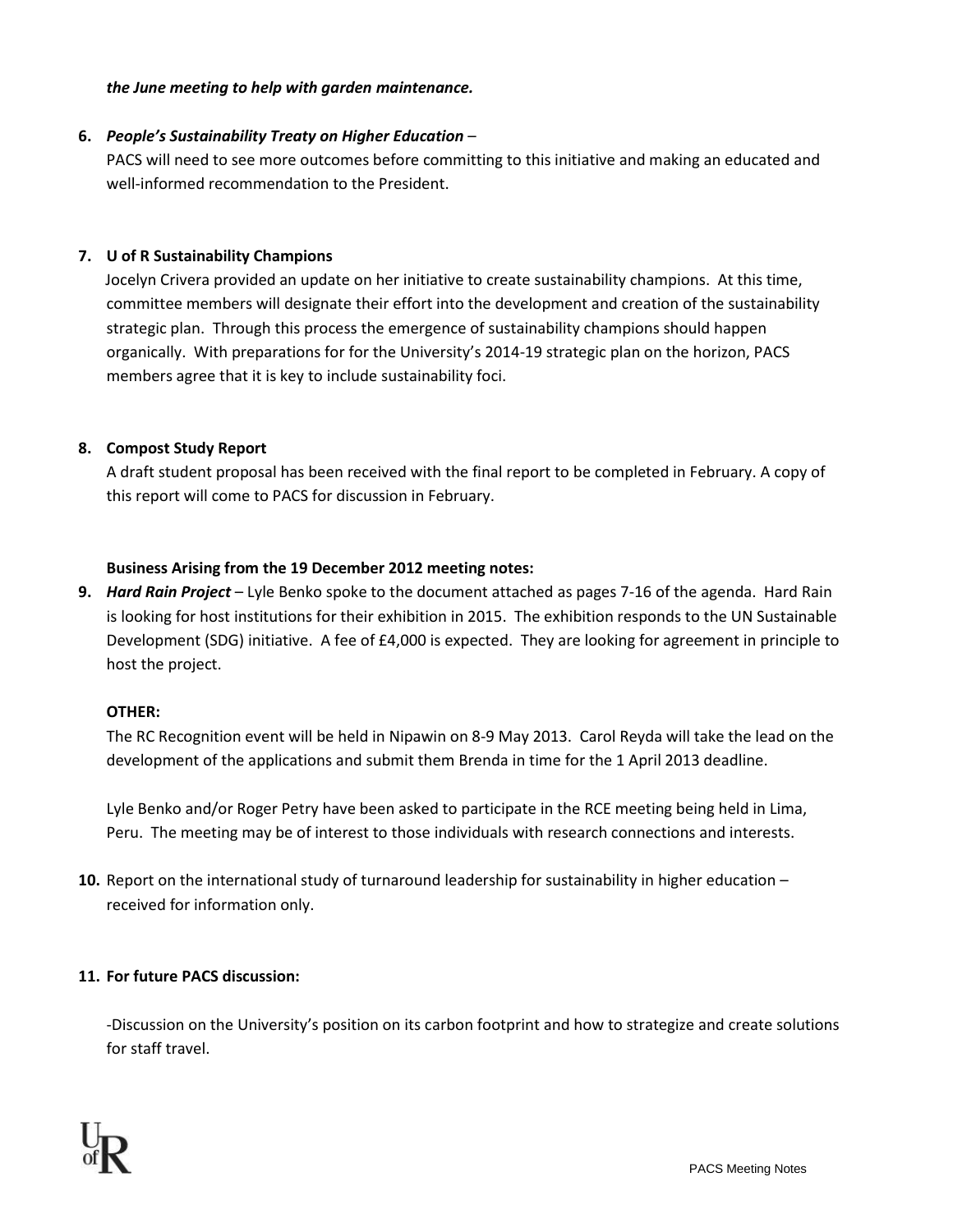***the June meeting to help with garden maintenance.***

6. ***People's Sustainability Treaty on Higher Education*** –
   PACS will need to see more outcomes before committing to this initiative and making an educated and well-informed recommendation to the President.

7. **U of R Sustainability Champions**
   Jocelyn Crivera provided an update on her initiative to create sustainability champions. At this time, committee members will designate their effort into the development and creation of the sustainability strategic plan. Through this process the emergence of sustainability champions should happen organically. With preparations for for the University's 2014-19 strategic plan on the horizon, PACS members agree that it is key to include sustainability foci.

8. **Compost Study Report**
   A draft student proposal has been received with the final report to be completed in February. A copy of this report will come to PACS for discussion in February.

**Business Arising from the 19 December 2012 meeting notes:**

9. ***Hard Rain Project*** – Lyle Benko spoke to the document attached as pages 7-16 of the agenda. Hard Rain is looking for host institutions for their exhibition in 2015. The exhibition responds to the UN Sustainable Development (SDG) initiative. A fee of £4,000 is expected. They are looking for agreement in principle to host the project.

   **OTHER:**
   The RC Recognition event will be held in Nipawin on 8-9 May 2013. Carol Reyda will take the lead on the development of the applications and submit them Brenda in time for the 1 April 2013 deadline.

   Lyle Benko and/or Roger Petry have been asked to participate in the RCE meeting being held in Lima, Peru. The meeting may be of interest to those individuals with research connections and interests.

10. Report on the international study of turnaround leadership for sustainability in higher education – received for information only.

11. **For future PACS discussion:**

    -Discussion on the University's position on its carbon footprint and how to strategize and create solutions for staff travel.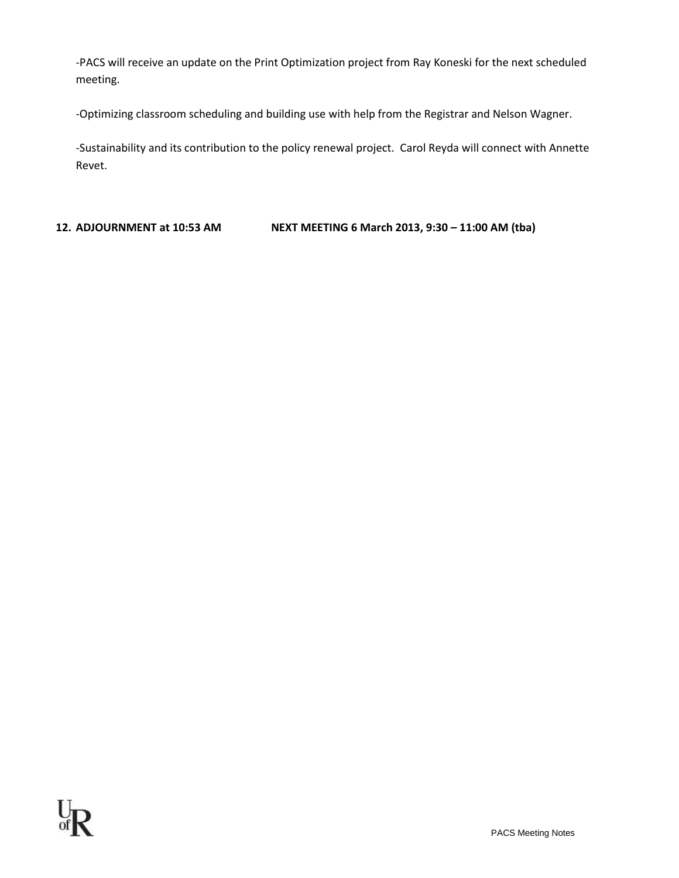-PACS will receive an update on the Print Optimization project from Ray Koneski for the next scheduled meeting.

-Optimizing classroom scheduling and building use with help from the Registrar and Nelson Wagner.

-Sustainability and its contribution to the policy renewal project. Carol Reyda will connect with Annette Revet.

**12. ADJOURNMENT at 10:53 AM NEXT MEETING 6 March 2013, 9:30 – 11:00 AM (tba)**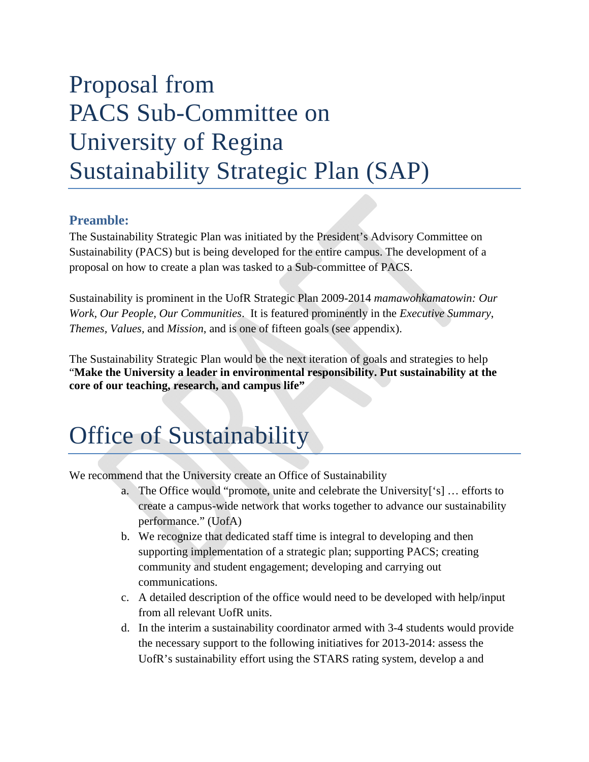# Proposal from PACS Sub-Committee on University of Regina Sustainability Strategic Plan (SAP)

## Preamble:

The Sustainability Strategic Plan was initiated by the President's Advisory Committee on Sustainability (PACS) but is being developed for the entire campus. The development of a proposal on how to create a plan was tasked to a Sub-committee of PACS.

Sustainability is prominent in the UofR Strategic Plan 2009-2014 *mamawohkamatowin: Our Work, Our People, Our Communities*. It is featured prominently in the *Executive Summary*, *Themes*, *Values*, and *Mission*, and is one of fifteen goals (see appendix).

The Sustainability Strategic Plan would be the next iteration of goals and strategies to help "**Make the University a leader in environmental responsibility. Put sustainability at the core of our teaching, research, and campus life"**

# Office of Sustainability

We recommend that the University create an Office of Sustainability

a. The Office would "promote, unite and celebrate the University['s] … efforts to create a campus-wide network that works together to advance our sustainability performance." (UofA)
b. We recognize that dedicated staff time is integral to developing and then supporting implementation of a strategic plan; supporting PACS; creating community and student engagement; developing and carrying out communications.
c. A detailed description of the office would need to be developed with help/input from all relevant UofR units.
d. In the interim a sustainability coordinator armed with 3-4 students would provide the necessary support to the following initiatives for 2013-2014: assess the UofR's sustainability effort using the STARS rating system, develop a and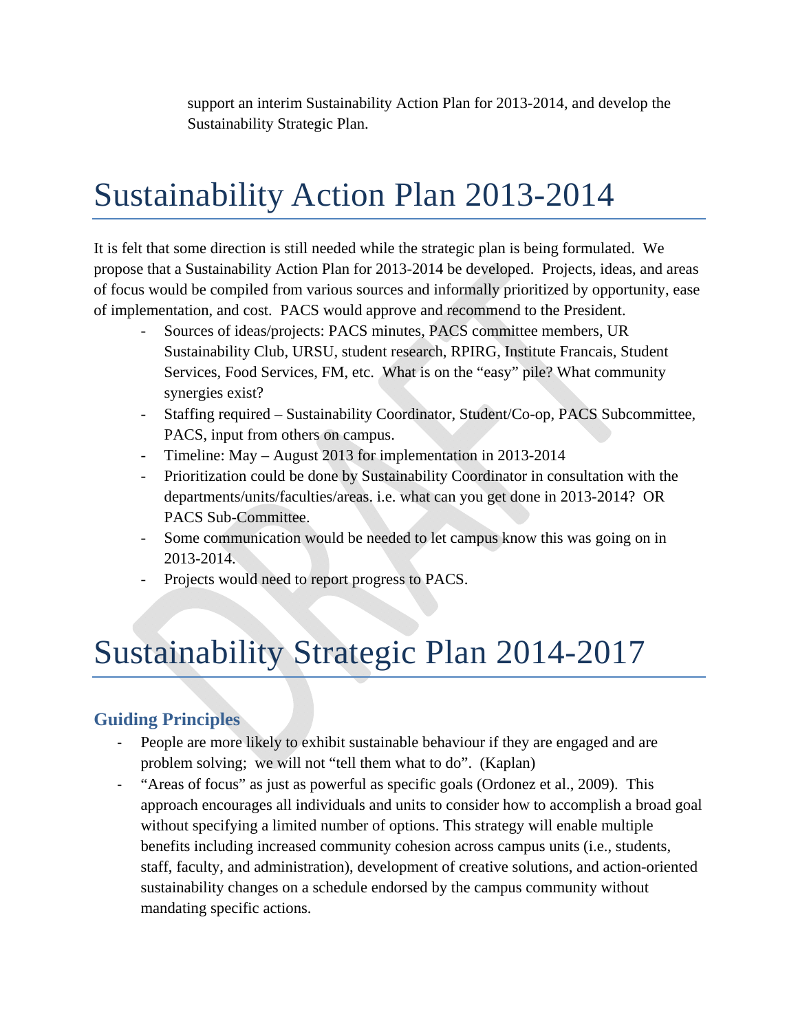support an interim Sustainability Action Plan for 2013-2014, and develop the Sustainability Strategic Plan.

# Sustainability Action Plan 2013-2014

It is felt that some direction is still needed while the strategic plan is being formulated. We propose that a Sustainability Action Plan for 2013-2014 be developed. Projects, ideas, and areas of focus would be compiled from various sources and informally prioritized by opportunity, ease of implementation, and cost. PACS would approve and recommend to the President.

- Sources of ideas/projects: PACS minutes, PACS committee members, UR Sustainability Club, URSU, student research, RPIRG, Institute Francais, Student Services, Food Services, FM, etc. What is on the "easy" pile? What community synergies exist?
- Staffing required – Sustainability Coordinator, Student/Co-op, PACS Subcommittee, PACS, input from others on campus.
- Timeline: May – August 2013 for implementation in 2013-2014
- Prioritization could be done by Sustainability Coordinator in consultation with the departments/units/faculties/areas. i.e. what can you get done in 2013-2014? OR PACS Sub-Committee.
- Some communication would be needed to let campus know this was going on in 2013-2014.
- Projects would need to report progress to PACS.

# Sustainability Strategic Plan 2014-2017

## Guiding Principles

- People are more likely to exhibit sustainable behaviour if they are engaged and are problem solving; we will not "tell them what to do". (Kaplan)
- "Areas of focus" as just as powerful as specific goals (Ordonez et al., 2009). This approach encourages all individuals and units to consider how to accomplish a broad goal without specifying a limited number of options. This strategy will enable multiple benefits including increased community cohesion across campus units (i.e., students, staff, faculty, and administration), development of creative solutions, and action-oriented sustainability changes on a schedule endorsed by the campus community without mandating specific actions.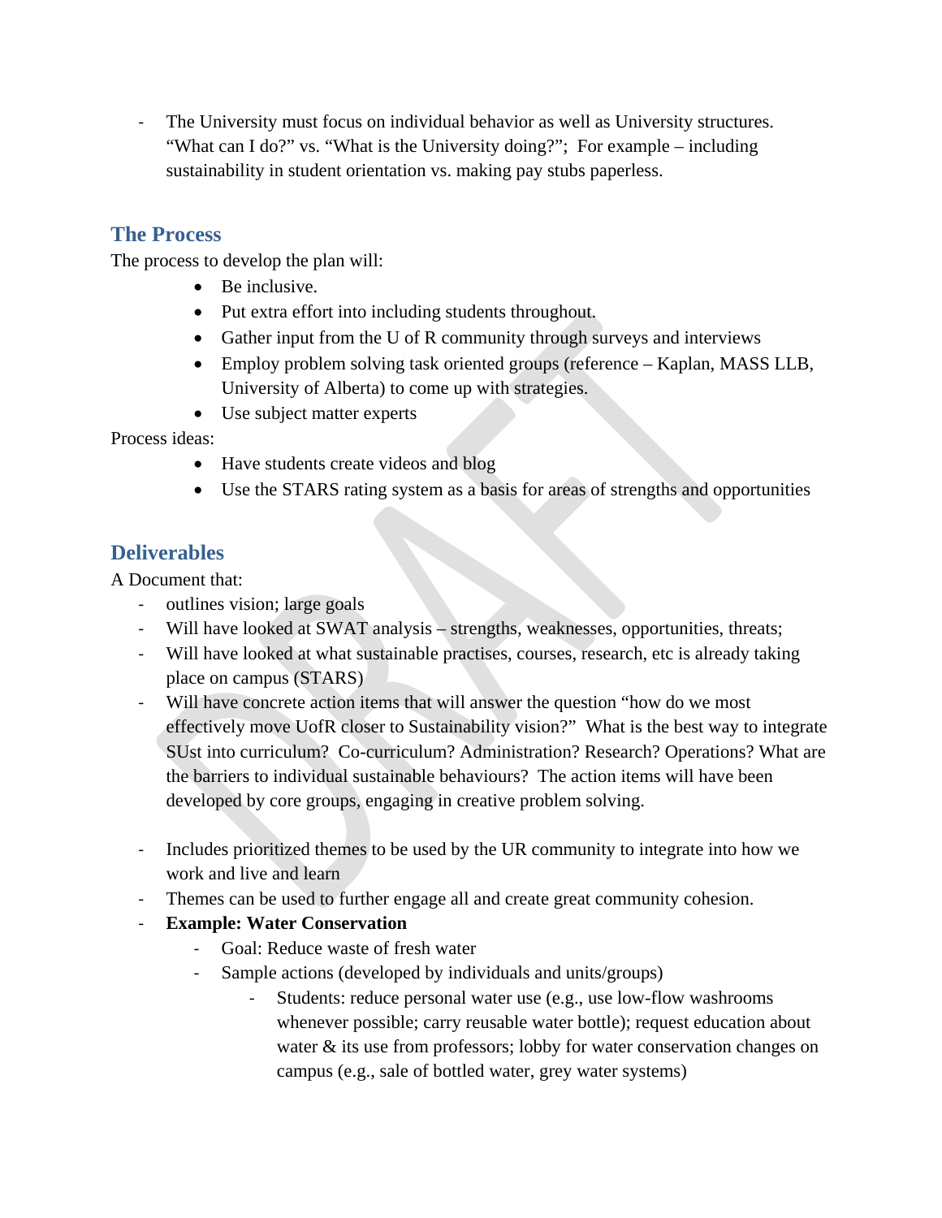- The University must focus on individual behavior as well as University structures. “What can I do?” vs. “What is the University doing?”; For example – including sustainability in student orientation vs. making pay stubs paperless.

## The Process

The process to develop the plan will:

- Be inclusive.
- Put extra effort into including students throughout.
- Gather input from the U of R community through surveys and interviews
- Employ problem solving task oriented groups (reference – Kaplan, MASS LLB, University of Alberta) to come up with strategies.
- Use subject matter experts

Process ideas:

- Have students create videos and blog
- Use the STARS rating system as a basis for areas of strengths and opportunities

## Deliverables

A Document that:

- outlines vision; large goals
- Will have looked at SWAT analysis – strengths, weaknesses, opportunities, threats;
- Will have looked at what sustainable practises, courses, research, etc is already taking place on campus (STARS)
- Will have concrete action items that will answer the question “how do we most effectively move UofR closer to Sustainability vision?” What is the best way to integrate SUst into curriculum? Co-curriculum? Administration? Research? Operations? What are the barriers to individual sustainable behaviours? The action items will have been developed by core groups, engaging in creative problem solving.

- Includes prioritized themes to be used by the UR community to integrate into how we work and live and learn
- Themes can be used to further engage all and create great community cohesion.
- **Example: Water Conservation**
  - Goal: Reduce waste of fresh water
  - Sample actions (developed by individuals and units/groups)
    - Students: reduce personal water use (e.g., use low-flow washrooms whenever possible; carry reusable water bottle); request education about water & its use from professors; lobby for water conservation changes on campus (e.g., sale of bottled water, grey water systems)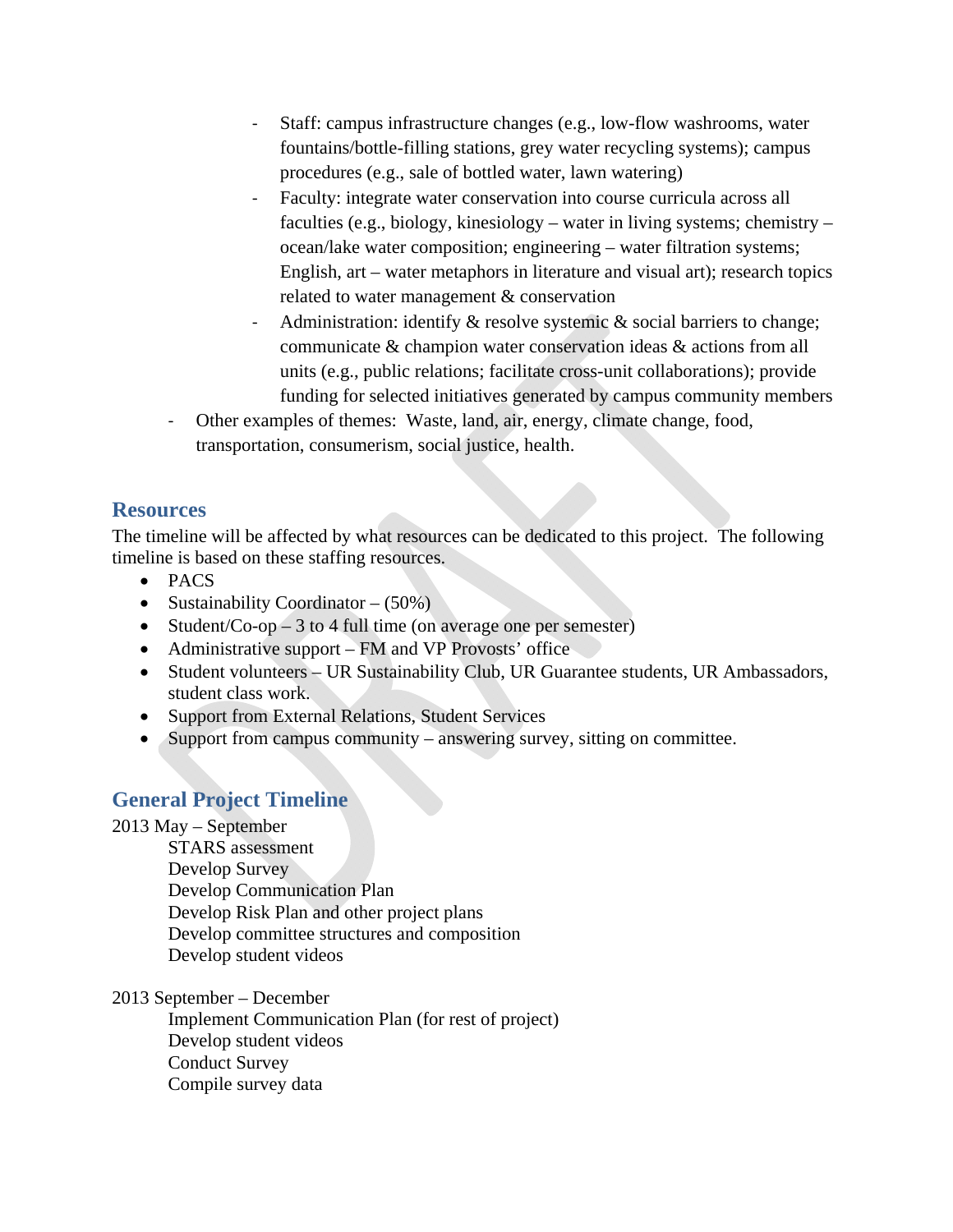- Staff: campus infrastructure changes (e.g., low-flow washrooms, water fountains/bottle-filling stations, grey water recycling systems); campus procedures (e.g., sale of bottled water, lawn watering)
  - Faculty: integrate water conservation into course curricula across all faculties (e.g., biology, kinesiology – water in living systems; chemistry – ocean/lake water composition; engineering – water filtration systems; English, art – water metaphors in literature and visual art); research topics related to water management & conservation
  - Administration: identify & resolve systemic & social barriers to change; communicate & champion water conservation ideas & actions from all units (e.g., public relations; facilitate cross-unit collaborations); provide funding for selected initiatives generated by campus community members
- Other examples of themes: Waste, land, air, energy, climate change, food, transportation, consumerism, social justice, health.

## Resources

The timeline will be affected by what resources can be dedicated to this project. The following timeline is based on these staffing resources.

- PACS
- Sustainability Coordinator – (50%)
- Student/Co-op – 3 to 4 full time (on average one per semester)
- Administrative support – FM and VP Provosts' office
- Student volunteers – UR Sustainability Club, UR Guarantee students, UR Ambassadors, student class work.
- Support from External Relations, Student Services
- Support from campus community – answering survey, sitting on committee.

## General Project Timeline

2013 May – September

- STARS assessment
- Develop Survey
- Develop Communication Plan
- Develop Risk Plan and other project plans
- Develop committee structures and composition
- Develop student videos

2013 September – December

- Implement Communication Plan (for rest of project)
- Develop student videos
- Conduct Survey
- Compile survey data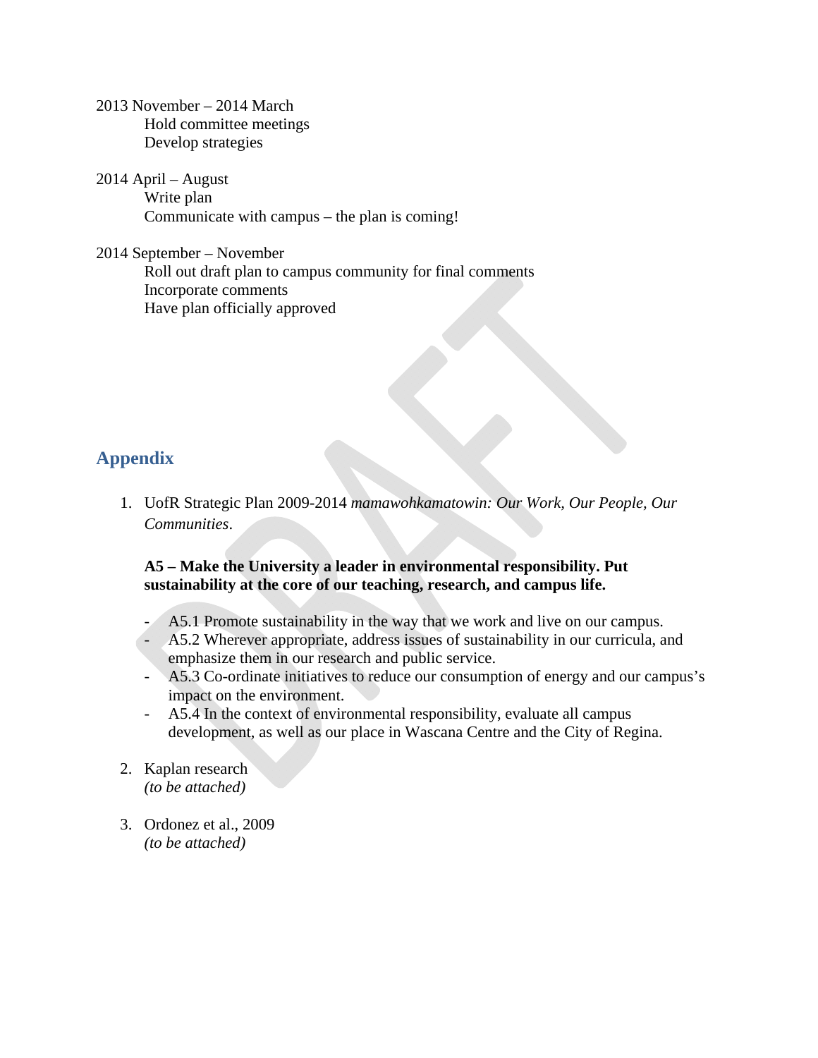2013 November – 2014 March
- Hold committee meetings
- Develop strategies

2014 April – August
- Write plan
- Communicate with campus – the plan is coming!

2014 September – November
- Roll out draft plan to campus community for final comments
- Incorporate comments
- Have plan officially approved

## Appendix

1. UofR Strategic Plan 2009-2014 *mamawohkamatowin: Our Work, Our People, Our Communities*.

   **A5 – Make the University a leader in environmental responsibility. Put sustainability at the core of our teaching, research, and campus life.**

   - A5.1 Promote sustainability in the way that we work and live on our campus.
   - A5.2 Wherever appropriate, address issues of sustainability in our curricula, and emphasize them in our research and public service.
   - A5.3 Co-ordinate initiatives to reduce our consumption of energy and our campus's impact on the environment.
   - A5.4 In the context of environmental responsibility, evaluate all campus development, as well as our place in Wascana Centre and the City of Regina.

2. Kaplan research
   *(to be attached)*

3. Ordonez et al., 2009
   *(to be attached)*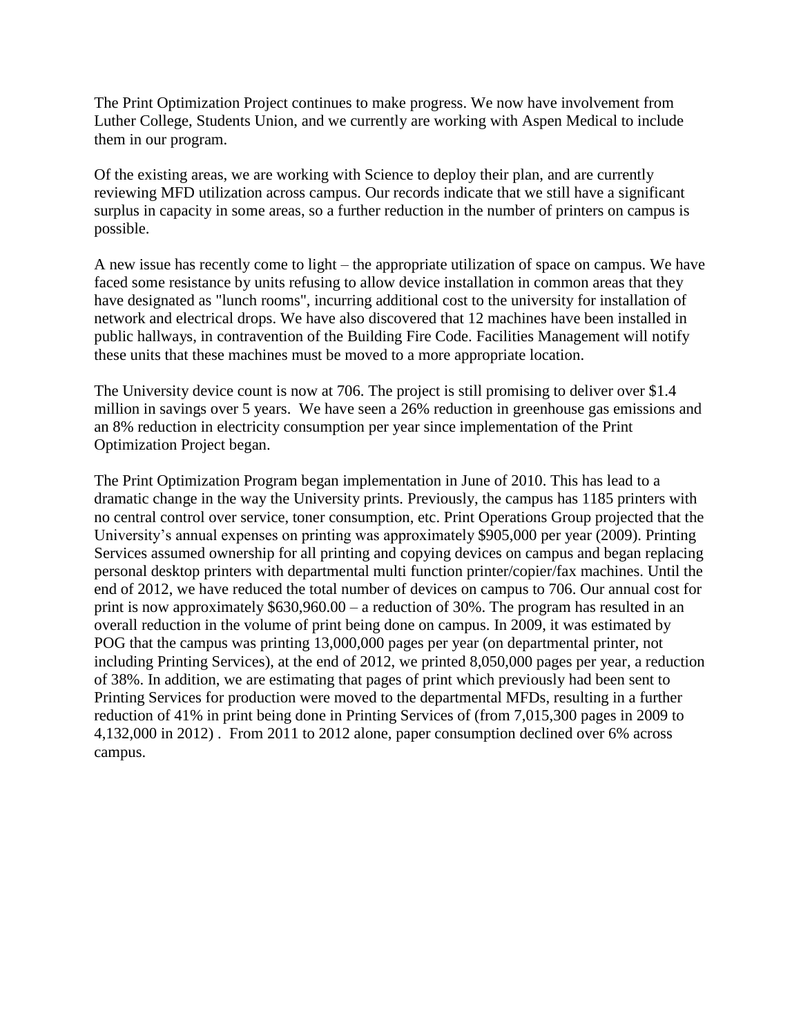The Print Optimization Project continues to make progress. We now have involvement from Luther College, Students Union, and we currently are working with Aspen Medical to include them in our program.

Of the existing areas, we are working with Science to deploy their plan, and are currently reviewing MFD utilization across campus. Our records indicate that we still have a significant surplus in capacity in some areas, so a further reduction in the number of printers on campus is possible.

A new issue has recently come to light – the appropriate utilization of space on campus. We have faced some resistance by units refusing to allow device installation in common areas that they have designated as "lunch rooms", incurring additional cost to the university for installation of network and electrical drops. We have also discovered that 12 machines have been installed in public hallways, in contravention of the Building Fire Code. Facilities Management will notify these units that these machines must be moved to a more appropriate location.

The University device count is now at 706. The project is still promising to deliver over $1.4 million in savings over 5 years. We have seen a 26% reduction in greenhouse gas emissions and an 8% reduction in electricity consumption per year since implementation of the Print Optimization Project began.

The Print Optimization Program began implementation in June of 2010. This has lead to a dramatic change in the way the University prints. Previously, the campus has 1185 printers with no central control over service, toner consumption, etc. Print Operations Group projected that the University's annual expenses on printing was approximately $905,000 per year (2009). Printing Services assumed ownership for all printing and copying devices on campus and began replacing personal desktop printers with departmental multi function printer/copier/fax machines. Until the end of 2012, we have reduced the total number of devices on campus to 706. Our annual cost for print is now approximately $630,960.00 – a reduction of 30%. The program has resulted in an overall reduction in the volume of print being done on campus. In 2009, it was estimated by POG that the campus was printing 13,000,000 pages per year (on departmental printer, not including Printing Services), at the end of 2012, we printed 8,050,000 pages per year, a reduction of 38%. In addition, we are estimating that pages of print which previously had been sent to Printing Services for production were moved to the departmental MFDs, resulting in a further reduction of 41% in print being done in Printing Services of (from 7,015,300 pages in 2009 to 4,132,000 in 2012) . From 2011 to 2012 alone, paper consumption declined over 6% across campus.